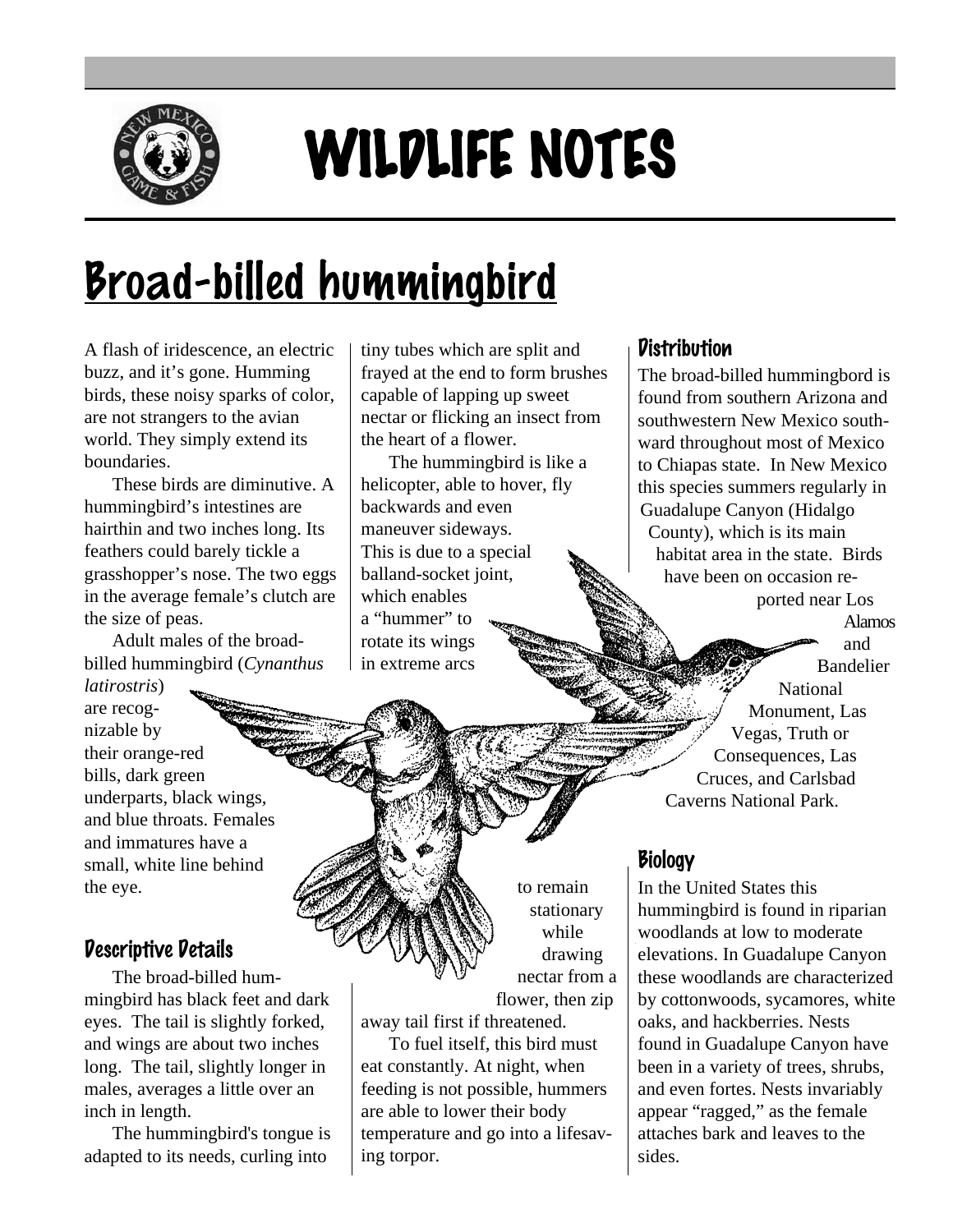# WILDLIFE NOTES

# Broad-billed hummingbird

A flash of iridescence, an electric buzz, and it's gone. Humming birds, these noisy sparks of color, are not strangers to the avian world. They simply extend its boundaries.

These birds are diminutive. A hummingbird's intestines are hairthin and two inches long. Its feathers could barely tickle a grasshopper's nose. The two eggs in the average female's clutch are the size of peas.

Adult males of the broad-billed hummingbird (*Cynanthus latirostris*) are recognizable by their orange-red bills, dark green underparts, black wings, and blue throats. Females and immatures have a small, white line behind the eye.

## Descriptive Details

The broad-billed hummingbird has black feet and dark eyes. The tail is slightly forked, and wings are about two inches long. The tail, slightly longer in males, averages a little over an inch in length.

The hummingbird's tongue is adapted to its needs, curling into tiny tubes which are split and frayed at the end to form brushes capable of lapping up sweet nectar or flicking an insect from the heart of a flower.

The hummingbird is like a helicopter, able to hover, fly backwards and even maneuver sideways. This is due to a special balland-socket joint, which enables a "hummer" to rotate its wings in extreme arcs to remain stationary while drawing nectar from a flower, then zip away tail first if threatened.

To fuel itself, this bird must eat constantly. At night, when feeding is not possible, hummers are able to lower their body temperature and go into a lifesaving torpor.

## Distribution

The broad-billed hummingbord is found from southern Arizona and southwestern New Mexico southward throughout most of Mexico to Chiapas state. In New Mexico this species summers regularly in Guadalupe Canyon (Hidalgo County), which is its main habitat area in the state. Birds have been on occasion reported near Los Alamos and Bandelier National Monument, Las Vegas, Truth or Consequences, Las Cruces, and Carlsbad Caverns National Park.

## Biology

In the United States this hummingbird is found in riparian woodlands at low to moderate elevations. In Guadalupe Canyon these woodlands are characterized by cottonwoods, sycamores, white oaks, and hackberries. Nests found in Guadalupe Canyon have been in a variety of trees, shrubs, and even fortes. Nests invariably appear "ragged," as the female attaches bark and leaves to the sides.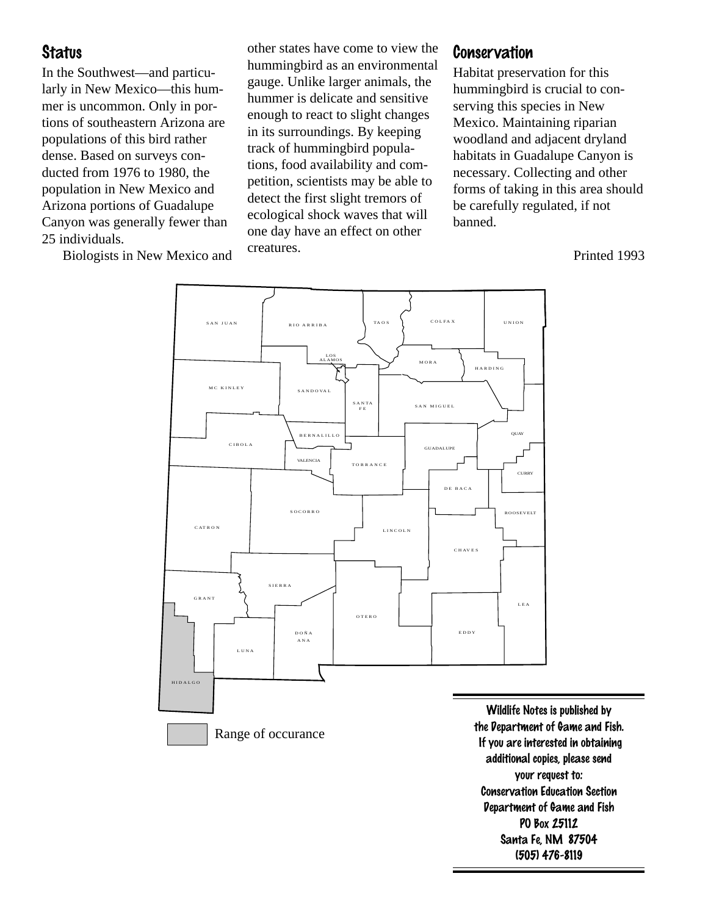## Status

In the Southwest—and particularly in New Mexico—this hummer is uncommon. Only in portions of southeastern Arizona are populations of this bird rather dense. Based on surveys conducted from 1976 to 1980, the population in New Mexico and Arizona portions of Guadalupe Canyon was generally fewer than 25 individuals.

Biologists in New Mexico and other states have come to view the hummingbird as an environmental gauge. Unlike larger animals, the hummer is delicate and sensitive enough to react to slight changes in its surroundings. By keeping track of hummingbird populations, food availability and competition, scientists may be able to detect the first slight tremors of ecological shock waves that will one day have an effect on other creatures.

## Conservation

Habitat preservation for this hummingbird is crucial to conserving this species in New Mexico. Maintaining riparian woodland and adjacent dryland habitats in Guadalupe Canyon is necessary. Collecting and other forms of taking in this area should be carefully regulated, if not banned.

Printed 1993

SAN JUAN
RIO ARRIBA
TAOS
COLFAX
UNION
LOS ALAMOS
MORA
HARDING
MC KINLEY
SANDOVAL
SANTA FE
SAN MIGUEL
BERNALILLO
QUAY
CIBOLA
GUADALUPE
VALENCIA
TORRANCE
CURRY
DE BACA
SOCORRO
ROOSEVELT
CATRON
LINCOLN
CHAVES
SIERRA
GRANT
LEA
OTERO
DOÑA ANA
EDDY
LUNA
HIDALGO

Range of occurance

**Wildlife Notes is published by the Department of Game and Fish. If you are interested in obtaining additional copies, please send your request to:**
**Conservation Education Section**
**Department of Game and Fish**
**PO Box 25112**
**Santa Fe, NM 87504**
**(505) 476-8119**